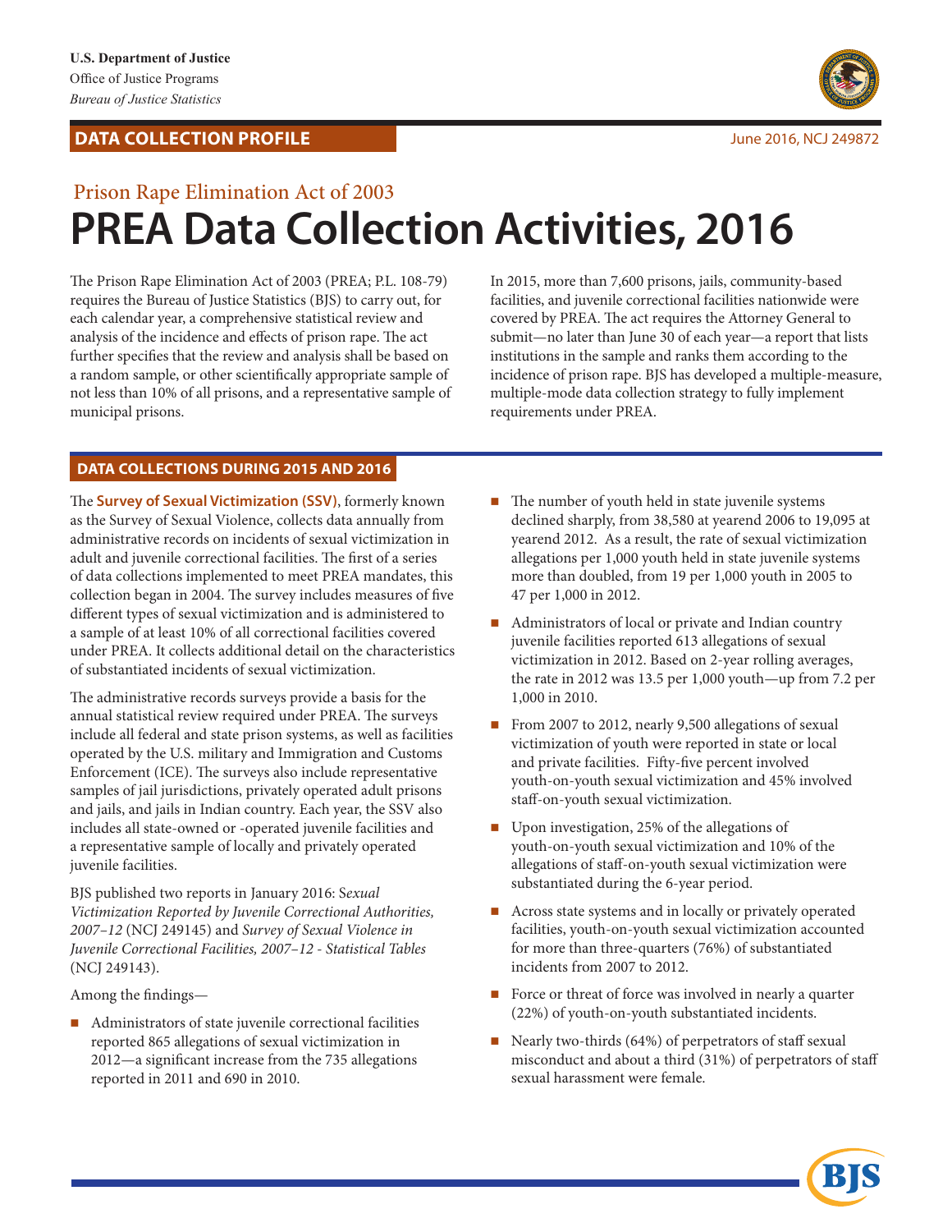**U.S. Department of Justice**
Office of Justice Programs
*Bureau of Justice Statistics*

**DATA COLLECTION PROFILE**

June 2016, NCJ 249872

## Prison Rape Elimination Act of 2003

# PREA Data Collection Activities, 2016

The Prison Rape Elimination Act of 2003 (PREA; P.L. 108-79) requires the Bureau of Justice Statistics (BJS) to carry out, for each calendar year, a comprehensive statistical review and analysis of the incidence and effects of prison rape. The act further specifies that the review and analysis shall be based on a random sample, or other scientifically appropriate sample of not less than 10% of all prisons, and a representative sample of municipal prisons.

In 2015, more than 7,600 prisons, jails, community-based facilities, and juvenile correctional facilities nationwide were covered by PREA. The act requires the Attorney General to submit—no later than June 30 of each year—a report that lists institutions in the sample and ranks them according to the incidence of prison rape. BJS has developed a multiple-measure, multiple-mode data collection strategy to fully implement requirements under PREA.

## DATA COLLECTIONS DURING 2015 AND 2016

The **Survey of Sexual Victimization (SSV)**, formerly known as the Survey of Sexual Violence, collects data annually from administrative records on incidents of sexual victimization in adult and juvenile correctional facilities. The first of a series of data collections implemented to meet PREA mandates, this collection began in 2004. The survey includes measures of five different types of sexual victimization and is administered to a sample of at least 10% of all correctional facilities covered under PREA. It collects additional detail on the characteristics of substantiated incidents of sexual victimization.

The administrative records surveys provide a basis for the annual statistical review required under PREA. The surveys include all federal and state prison systems, as well as facilities operated by the U.S. military and Immigration and Customs Enforcement (ICE). The surveys also include representative samples of jail jurisdictions, privately operated adult prisons and jails, and jails in Indian country. Each year, the SSV also includes all state-owned or -operated juvenile facilities and a representative sample of locally and privately operated juvenile facilities.

BJS published two reports in January 2016: *Sexual Victimization Reported by Juvenile Correctional Authorities, 2007–12* (NCJ 249145) and *Survey of Sexual Violence in Juvenile Correctional Facilities, 2007–12 - Statistical Tables* (NCJ 249143).

Among the findings—

- Administrators of state juvenile correctional facilities reported 865 allegations of sexual victimization in 2012—a significant increase from the 735 allegations reported in 2011 and 690 in 2010.
- The number of youth held in state juvenile systems declined sharply, from 38,580 at yearend 2006 to 19,095 at yearend 2012. As a result, the rate of sexual victimization allegations per 1,000 youth held in state juvenile systems more than doubled, from 19 per 1,000 youth in 2005 to 47 per 1,000 in 2012.
- Administrators of local or private and Indian country juvenile facilities reported 613 allegations of sexual victimization in 2012. Based on 2-year rolling averages, the rate in 2012 was 13.5 per 1,000 youth—up from 7.2 per 1,000 in 2010.
- From 2007 to 2012, nearly 9,500 allegations of sexual victimization of youth were reported in state or local and private facilities. Fifty-five percent involved youth-on-youth sexual victimization and 45% involved staff-on-youth sexual victimization.
- Upon investigation, 25% of the allegations of youth-on-youth sexual victimization and 10% of the allegations of staff-on-youth sexual victimization were substantiated during the 6-year period.
- Across state systems and in locally or privately operated facilities, youth-on-youth sexual victimization accounted for more than three-quarters (76%) of substantiated incidents from 2007 to 2012.
- Force or threat of force was involved in nearly a quarter (22%) of youth-on-youth substantiated incidents.
- Nearly two-thirds (64%) of perpetrators of staff sexual misconduct and about a third (31%) of perpetrators of staff sexual harassment were female.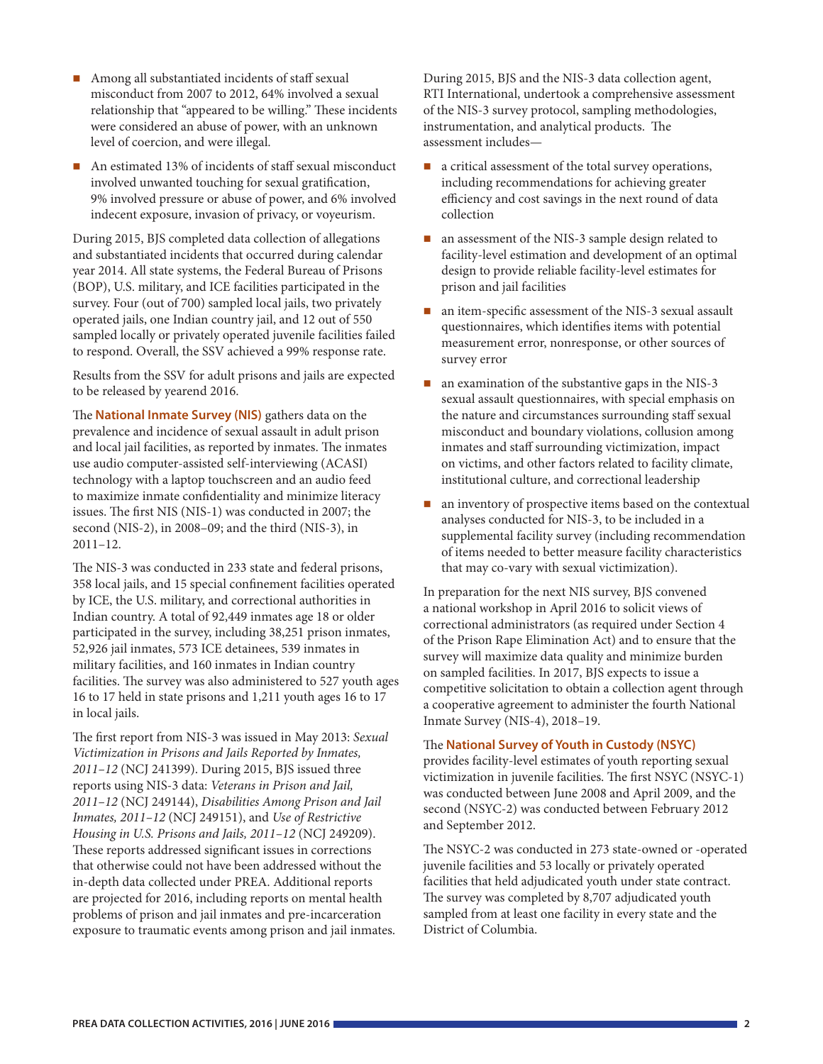- Among all substantiated incidents of staff sexual misconduct from 2007 to 2012, 64% involved a sexual relationship that "appeared to be willing." These incidents were considered an abuse of power, with an unknown level of coercion, and were illegal.
- An estimated 13% of incidents of staff sexual misconduct involved unwanted touching for sexual gratification, 9% involved pressure or abuse of power, and 6% involved indecent exposure, invasion of privacy, or voyeurism.

During 2015, BJS completed data collection of allegations and substantiated incidents that occurred during calendar year 2014. All state systems, the Federal Bureau of Prisons (BOP), U.S. military, and ICE facilities participated in the survey. Four (out of 700) sampled local jails, two privately operated jails, one Indian country jail, and 12 out of 550 sampled locally or privately operated juvenile facilities failed to respond. Overall, the SSV achieved a 99% response rate.

Results from the SSV for adult prisons and jails are expected to be released by yearend 2016.

The **National Inmate Survey (NIS)** gathers data on the prevalence and incidence of sexual assault in adult prison and local jail facilities, as reported by inmates. The inmates use audio computer-assisted self-interviewing (ACASI) technology with a laptop touchscreen and an audio feed to maximize inmate confidentiality and minimize literacy issues. The first NIS (NIS-1) was conducted in 2007; the second (NIS-2), in 2008–09; and the third (NIS-3), in 2011–12.

The NIS-3 was conducted in 233 state and federal prisons, 358 local jails, and 15 special confinement facilities operated by ICE, the U.S. military, and correctional authorities in Indian country. A total of 92,449 inmates age 18 or older participated in the survey, including 38,251 prison inmates, 52,926 jail inmates, 573 ICE detainees, 539 inmates in military facilities, and 160 inmates in Indian country facilities. The survey was also administered to 527 youth ages 16 to 17 held in state prisons and 1,211 youth ages 16 to 17 in local jails.

The first report from NIS-3 was issued in May 2013: *Sexual Victimization in Prisons and Jails Reported by Inmates, 2011–12* (NCJ 241399). During 2015, BJS issued three reports using NIS-3 data: *Veterans in Prison and Jail, 2011–12* (NCJ 249144), *Disabilities Among Prison and Jail Inmates, 2011–12* (NCJ 249151), and *Use of Restrictive Housing in U.S. Prisons and Jails, 2011–12* (NCJ 249209). These reports addressed significant issues in corrections that otherwise could not have been addressed without the in-depth data collected under PREA. Additional reports are projected for 2016, including reports on mental health problems of prison and jail inmates and pre-incarceration exposure to traumatic events among prison and jail inmates.

During 2015, BJS and the NIS-3 data collection agent, RTI International, undertook a comprehensive assessment of the NIS-3 survey protocol, sampling methodologies, instrumentation, and analytical products. The assessment includes—

- a critical assessment of the total survey operations, including recommendations for achieving greater efficiency and cost savings in the next round of data collection
- an assessment of the NIS-3 sample design related to facility-level estimation and development of an optimal design to provide reliable facility-level estimates for prison and jail facilities
- an item-specific assessment of the NIS-3 sexual assault questionnaires, which identifies items with potential measurement error, nonresponse, or other sources of survey error
- an examination of the substantive gaps in the NIS-3 sexual assault questionnaires, with special emphasis on the nature and circumstances surrounding staff sexual misconduct and boundary violations, collusion among inmates and staff surrounding victimization, impact on victims, and other factors related to facility climate, institutional culture, and correctional leadership
- an inventory of prospective items based on the contextual analyses conducted for NIS-3, to be included in a supplemental facility survey (including recommendation of items needed to better measure facility characteristics that may co-vary with sexual victimization).

In preparation for the next NIS survey, BJS convened a national workshop in April 2016 to solicit views of correctional administrators (as required under Section 4 of the Prison Rape Elimination Act) and to ensure that the survey will maximize data quality and minimize burden on sampled facilities. In 2017, BJS expects to issue a competitive solicitation to obtain a collection agent through a cooperative agreement to administer the fourth National Inmate Survey (NIS-4), 2018–19.

The **National Survey of Youth in Custody (NSYC)** provides facility-level estimates of youth reporting sexual victimization in juvenile facilities. The first NSYC (NSYC-1) was conducted between June 2008 and April 2009, and the second (NSYC-2) was conducted between February 2012 and September 2012.

The NSYC-2 was conducted in 273 state-owned or -operated juvenile facilities and 53 locally or privately operated facilities that held adjudicated youth under state contract. The survey was completed by 8,707 adjudicated youth sampled from at least one facility in every state and the District of Columbia.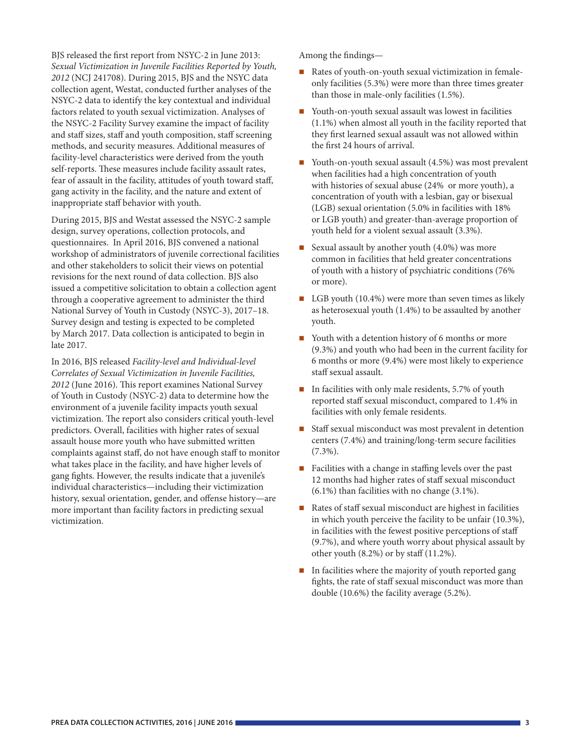BJS released the first report from NSYC-2 in June 2013: *Sexual Victimization in Juvenile Facilities Reported by Youth, 2012* (NCJ 241708). During 2015, BJS and the NSYC data collection agent, Westat, conducted further analyses of the NSYC-2 data to identify the key contextual and individual factors related to youth sexual victimization. Analyses of the NSYC-2 Facility Survey examine the impact of facility and staff sizes, staff and youth composition, staff screening methods, and security measures. Additional measures of facility-level characteristics were derived from the youth self-reports. These measures include facility assault rates, fear of assault in the facility, attitudes of youth toward staff, gang activity in the facility, and the nature and extent of inappropriate staff behavior with youth.

During 2015, BJS and Westat assessed the NSYC-2 sample design, survey operations, collection protocols, and questionnaires. In April 2016, BJS convened a national workshop of administrators of juvenile correctional facilities and other stakeholders to solicit their views on potential revisions for the next round of data collection. BJS also issued a competitive solicitation to obtain a collection agent through a cooperative agreement to administer the third National Survey of Youth in Custody (NSYC-3), 2017–18. Survey design and testing is expected to be completed by March 2017. Data collection is anticipated to begin in late 2017.

In 2016, BJS released *Facility-level and Individual-level Correlates of Sexual Victimization in Juvenile Facilities, 2012* (June 2016). This report examines National Survey of Youth in Custody (NSYC-2) data to determine how the environment of a juvenile facility impacts youth sexual victimization. The report also considers critical youth-level predictors. Overall, facilities with higher rates of sexual assault house more youth who have submitted written complaints against staff, do not have enough staff to monitor what takes place in the facility, and have higher levels of gang fights. However, the results indicate that a juvenile's individual characteristics—including their victimization history, sexual orientation, gender, and offense history—are more important than facility factors in predicting sexual victimization.

Among the findings—

- Rates of youth-on-youth sexual victimization in female-only facilities (5.3%) were more than three times greater than those in male-only facilities (1.5%).
- Youth-on-youth sexual assault was lowest in facilities (1.1%) when almost all youth in the facility reported that they first learned sexual assault was not allowed within the first 24 hours of arrival.
- Youth-on-youth sexual assault (4.5%) was most prevalent when facilities had a high concentration of youth with histories of sexual abuse (24% or more youth), a concentration of youth with a lesbian, gay or bisexual (LGB) sexual orientation (5.0% in facilities with 18% or LGB youth) and greater-than-average proportion of youth held for a violent sexual assault (3.3%).
- Sexual assault by another youth (4.0%) was more common in facilities that held greater concentrations of youth with a history of psychiatric conditions (76% or more).
- LGB youth (10.4%) were more than seven times as likely as heterosexual youth (1.4%) to be assaulted by another youth.
- Youth with a detention history of 6 months or more (9.3%) and youth who had been in the current facility for 6 months or more (9.4%) were most likely to experience staff sexual assault.
- In facilities with only male residents, 5.7% of youth reported staff sexual misconduct, compared to 1.4% in facilities with only female residents.
- Staff sexual misconduct was most prevalent in detention centers (7.4%) and training/long-term secure facilities (7.3%).
- Facilities with a change in staffing levels over the past 12 months had higher rates of staff sexual misconduct (6.1%) than facilities with no change (3.1%).
- Rates of staff sexual misconduct are highest in facilities in which youth perceive the facility to be unfair (10.3%), in facilities with the fewest positive perceptions of staff (9.7%), and where youth worry about physical assault by other youth (8.2%) or by staff (11.2%).
- In facilities where the majority of youth reported gang fights, the rate of staff sexual misconduct was more than double (10.6%) the facility average (5.2%).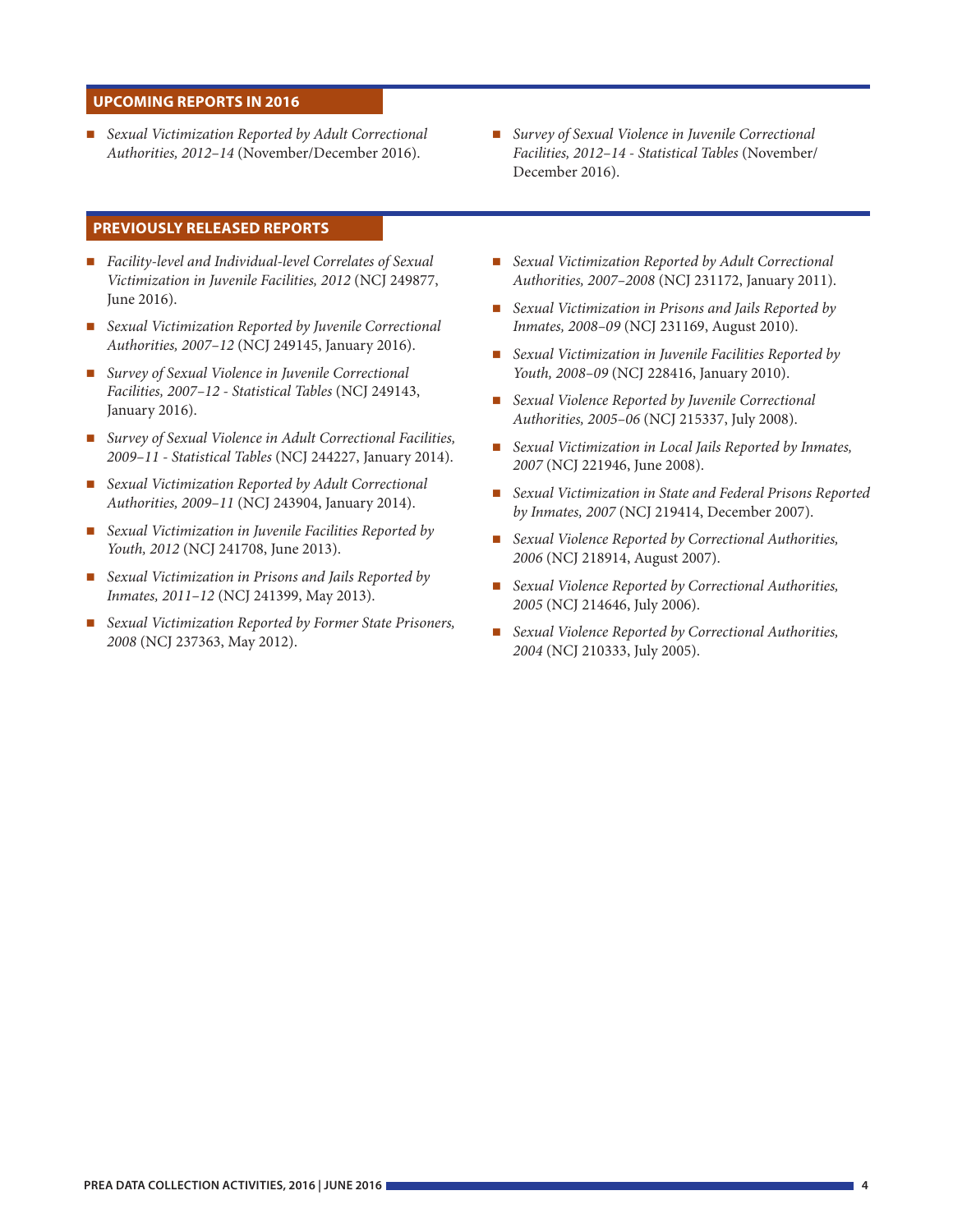## UPCOMING REPORTS IN 2016

- *Sexual Victimization Reported by Adult Correctional Authorities, 2012–14* (November/December 2016).
- *Survey of Sexual Violence in Juvenile Correctional Facilities, 2012–14 - Statistical Tables* (November/December 2016).

## PREVIOUSLY RELEASED REPORTS

- *Facility-level and Individual-level Correlates of Sexual Victimization in Juvenile Facilities, 2012* (NCJ 249877, June 2016).
- *Sexual Victimization Reported by Juvenile Correctional Authorities, 2007–12* (NCJ 249145, January 2016).
- *Survey of Sexual Violence in Juvenile Correctional Facilities, 2007–12 - Statistical Tables* (NCJ 249143, January 2016).
- *Survey of Sexual Violence in Adult Correctional Facilities, 2009–11 - Statistical Tables* (NCJ 244227, January 2014).
- *Sexual Victimization Reported by Adult Correctional Authorities, 2009–11* (NCJ 243904, January 2014).
- *Sexual Victimization in Juvenile Facilities Reported by Youth, 2012* (NCJ 241708, June 2013).
- *Sexual Victimization in Prisons and Jails Reported by Inmates, 2011–12* (NCJ 241399, May 2013).
- *Sexual Victimization Reported by Former State Prisoners, 2008* (NCJ 237363, May 2012).
- *Sexual Victimization Reported by Adult Correctional Authorities, 2007–2008* (NCJ 231172, January 2011).
- *Sexual Victimization in Prisons and Jails Reported by Inmates, 2008–09* (NCJ 231169, August 2010).
- *Sexual Victimization in Juvenile Facilities Reported by Youth, 2008–09* (NCJ 228416, January 2010).
- *Sexual Violence Reported by Juvenile Correctional Authorities, 2005–06* (NCJ 215337, July 2008).
- *Sexual Victimization in Local Jails Reported by Inmates, 2007* (NCJ 221946, June 2008).
- *Sexual Victimization in State and Federal Prisons Reported by Inmates, 2007* (NCJ 219414, December 2007).
- *Sexual Violence Reported by Correctional Authorities, 2006* (NCJ 218914, August 2007).
- *Sexual Violence Reported by Correctional Authorities, 2005* (NCJ 214646, July 2006).
- *Sexual Violence Reported by Correctional Authorities, 2004* (NCJ 210333, July 2005).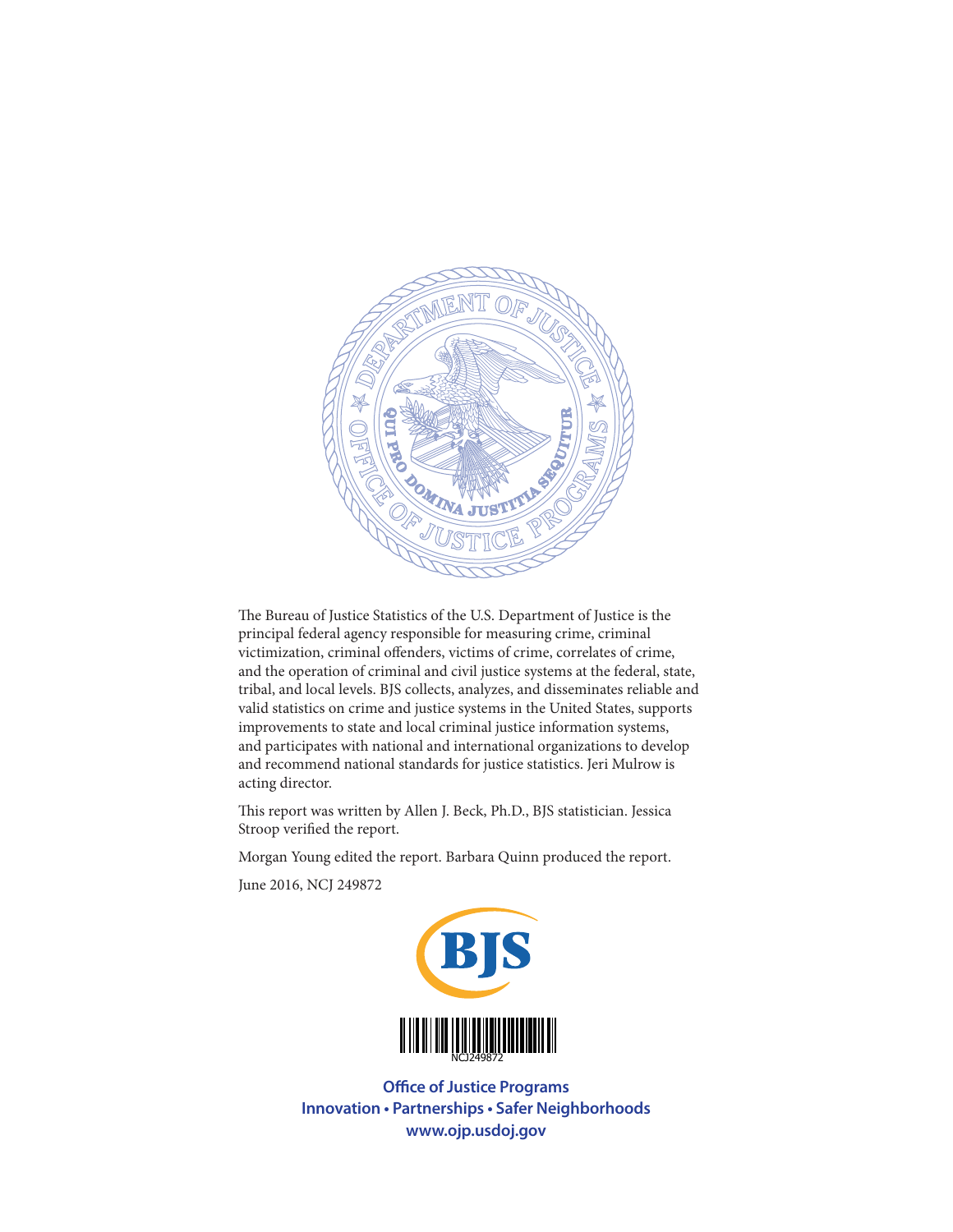The Bureau of Justice Statistics of the U.S. Department of Justice is the principal federal agency responsible for measuring crime, criminal victimization, criminal offenders, victims of crime, correlates of crime, and the operation of criminal and civil justice systems at the federal, state, tribal, and local levels. BJS collects, analyzes, and disseminates reliable and valid statistics on crime and justice systems in the United States, supports improvements to state and local criminal justice information systems, and participates with national and international organizations to develop and recommend national standards for justice statistics. Jeri Mulrow is acting director.

This report was written by Allen J. Beck, Ph.D., BJS statistician. Jessica Stroop verified the report.

Morgan Young edited the report. Barbara Quinn produced the report.

June 2016, NCJ 249872

NCJ249872

**Office of Justice Programs**
**Innovation • Partnerships • Safer Neighborhoods**
**www.ojp.usdoj.gov**